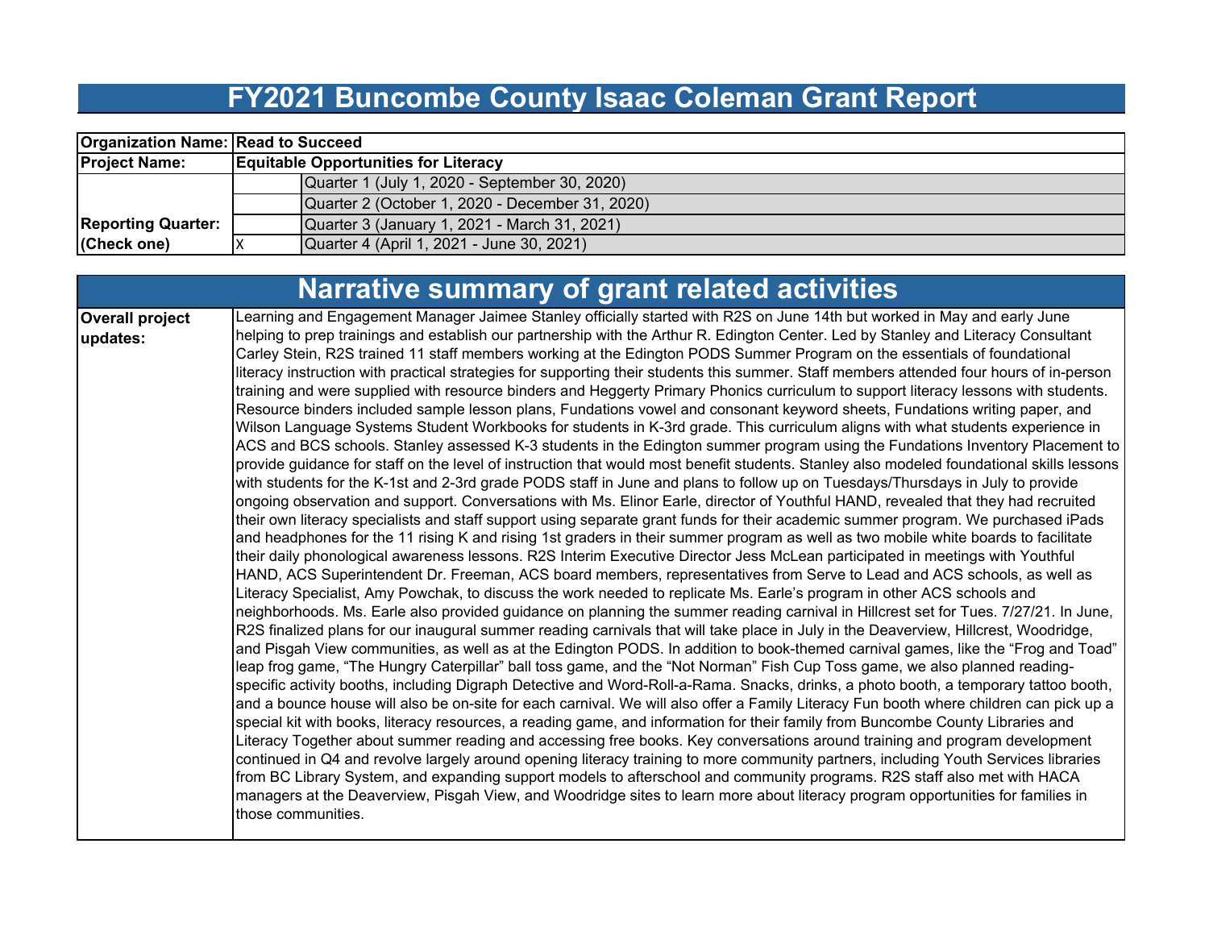# FY2021 Buncombe County Isaac Coleman Grant Report

| | | |
|---|---|---|
| **Organization Name:** | **Read to Succeed** | |
| **Project Name:** | **Equitable Opportunities for Literacy** | |
| **Reporting Quarter: (Check one)** | | Quarter 1 (July 1, 2020 - September 30, 2020) |
| | | Quarter 2 (October 1, 2020 - December 31, 2020) |
| | | Quarter 3 (January 1, 2021 - March 31, 2021) |
| | X | Quarter 4 (April 1, 2021 - June 30, 2021) |

## Narrative summary of grant related activities

| | |
|---|---|
| **Overall project updates:** | Learning and Engagement Manager Jaimee Stanley officially started with R2S on June 14th but worked in May and early June helping to prep trainings and establish our partnership with the Arthur R. Edington Center. Led by Stanley and Literacy Consultant Carley Stein, R2S trained 11 staff members working at the Edington PODS Summer Program on the essentials of foundational literacy instruction with practical strategies for supporting their students this summer. Staff members attended four hours of in-person training and were supplied with resource binders and Heggerty Primary Phonics curriculum to support literacy lessons with students. Resource binders included sample lesson plans, Fundations vowel and consonant keyword sheets, Fundations writing paper, and Wilson Language Systems Student Workbooks for students in K-3rd grade. This curriculum aligns with what students experience in ACS and BCS schools. Stanley assessed K-3 students in the Edington summer program using the Fundations Inventory Placement to provide guidance for staff on the level of instruction that would most benefit students. Stanley also modeled foundational skills lessons with students for the K-1st and 2-3rd grade PODS staff in June and plans to follow up on Tuesdays/Thursdays in July to provide ongoing observation and support. Conversations with Ms. Elinor Earle, director of Youthful HAND, revealed that they had recruited their own literacy specialists and staff support using separate grant funds for their academic summer program. We purchased iPads and headphones for the 11 rising K and rising 1st graders in their summer program as well as two mobile white boards to facilitate their daily phonological awareness lessons. R2S Interim Executive Director Jess McLean participated in meetings with Youthful HAND, ACS Superintendent Dr. Freeman, ACS board members, representatives from Serve to Lead and ACS schools, as well as Literacy Specialist, Amy Powchak, to discuss the work needed to replicate Ms. Earle's program in other ACS schools and neighborhoods. Ms. Earle also provided guidance on planning the summer reading carnival in Hillcrest set for Tues. 7/27/21. In June, R2S finalized plans for our inaugural summer reading carnivals that will take place in July in the Deaverview, Hillcrest, Woodridge, and Pisgah View communities, as well as at the Edington PODS. In addition to book-themed carnival games, like the "Frog and Toad" leap frog game, "The Hungry Caterpillar" ball toss game, and the "Not Norman" Fish Cup Toss game, we also planned reading-specific activity booths, including Digraph Detective and Word-Roll-a-Rama. Snacks, drinks, a photo booth, a temporary tattoo booth, and a bounce house will also be on-site for each carnival. We will also offer a Family Literacy Fun booth where children can pick up a special kit with books, literacy resources, a reading game, and information for their family from Buncombe County Libraries and Literacy Together about summer reading and accessing free books. Key conversations around training and program development continued in Q4 and revolve largely around opening literacy training to more community partners, including Youth Services libraries from BC Library System, and expanding support models to afterschool and community programs. R2S staff also met with HACA managers at the Deaverview, Pisgah View, and Woodridge sites to learn more about literacy program opportunities for families in those communities. |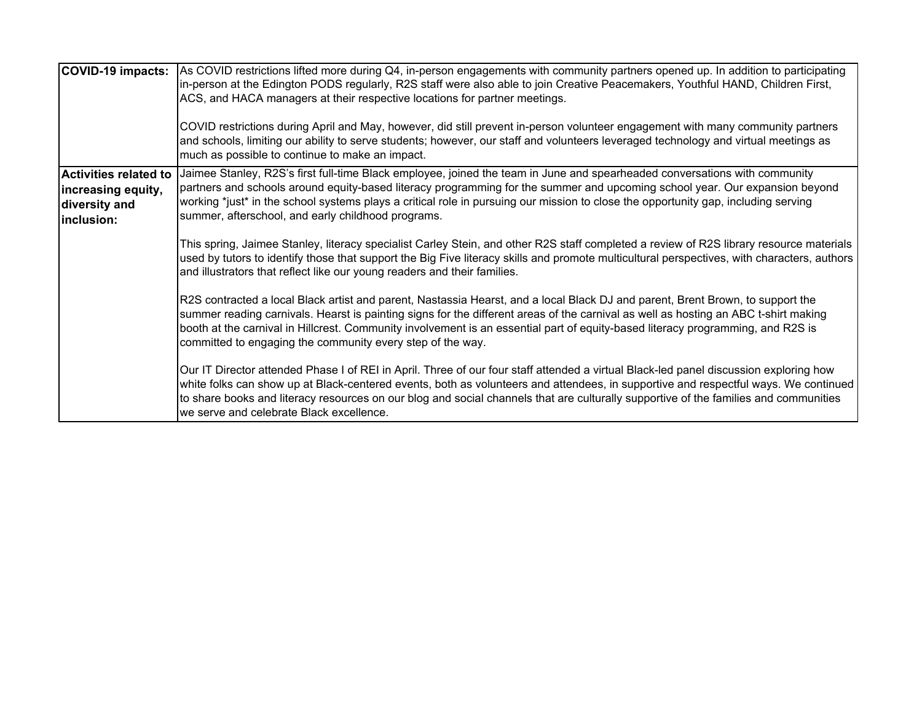| | |
|---|---|
| **COVID-19 impacts:** | As COVID restrictions lifted more during Q4, in-person engagements with community partners opened up. In addition to participating in-person at the Edington PODS regularly, R2S staff were also able to join Creative Peacemakers, Youthful HAND, Children First, ACS, and HACA managers at their respective locations for partner meetings.<br><br>COVID restrictions during April and May, however, did still prevent in-person volunteer engagement with many community partners and schools, limiting our ability to serve students; however, our staff and volunteers leveraged technology and virtual meetings as much as possible to continue to make an impact. |
| **Activities related to increasing equity, diversity and inclusion:** | Jaimee Stanley, R2S's first full-time Black employee, joined the team in June and spearheaded conversations with community partners and schools around equity-based literacy programming for the summer and upcoming school year. Our expansion beyond working *just* in the school systems plays a critical role in pursuing our mission to close the opportunity gap, including serving summer, afterschool, and early childhood programs.<br><br>This spring, Jaimee Stanley, literacy specialist Carley Stein, and other R2S staff completed a review of R2S library resource materials used by tutors to identify those that support the Big Five literacy skills and promote multicultural perspectives, with characters, authors and illustrators that reflect like our young readers and their families.<br><br>R2S contracted a local Black artist and parent, Nastassia Hearst, and a local Black DJ and parent, Brent Brown, to support the summer reading carnivals. Hearst is painting signs for the different areas of the carnival as well as hosting an ABC t-shirt making booth at the carnival in Hillcrest. Community involvement is an essential part of equity-based literacy programming, and R2S is committed to engaging the community every step of the way.<br><br>Our IT Director attended Phase I of REI in April. Three of our four staff attended a virtual Black-led panel discussion exploring how white folks can show up at Black-centered events, both as volunteers and attendees, in supportive and respectful ways. We continued to share books and literacy resources on our blog and social channels that are culturally supportive of the families and communities we serve and celebrate Black excellence. |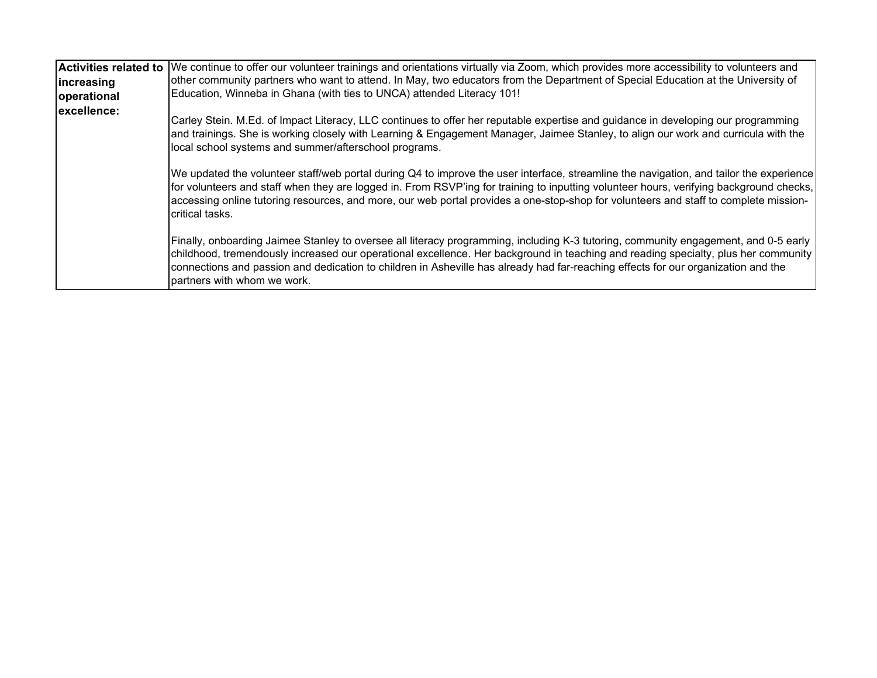| **Activities related to increasing operational excellence:** | We continue to offer our volunteer trainings and orientations virtually via Zoom, which provides more accessibility to volunteers and other community partners who want to attend. In May, two educators from the Department of Special Education at the University of Education, Winneba in Ghana (with ties to UNCA) attended Literacy 101!<br><br>Carley Stein. M.Ed. of Impact Literacy, LLC continues to offer her reputable expertise and guidance in developing our programming and trainings. She is working closely with Learning & Engagement Manager, Jaimee Stanley, to align our work and curricula with the local school systems and summer/afterschool programs.<br><br>We updated the volunteer staff/web portal during Q4 to improve the user interface, streamline the navigation, and tailor the experience for volunteers and staff when they are logged in. From RSVP'ing for training to inputting volunteer hours, verifying background checks, accessing online tutoring resources, and more, our web portal provides a one-stop-shop for volunteers and staff to complete mission-critical tasks.<br><br>Finally, onboarding Jaimee Stanley to oversee all literacy programming, including K-3 tutoring, community engagement, and 0-5 early childhood, tremendously increased our operational excellence. Her background in teaching and reading specialty, plus her community connections and passion and dedication to children in Asheville has already had far-reaching effects for our organization and the partners with whom we work. |
|---|---|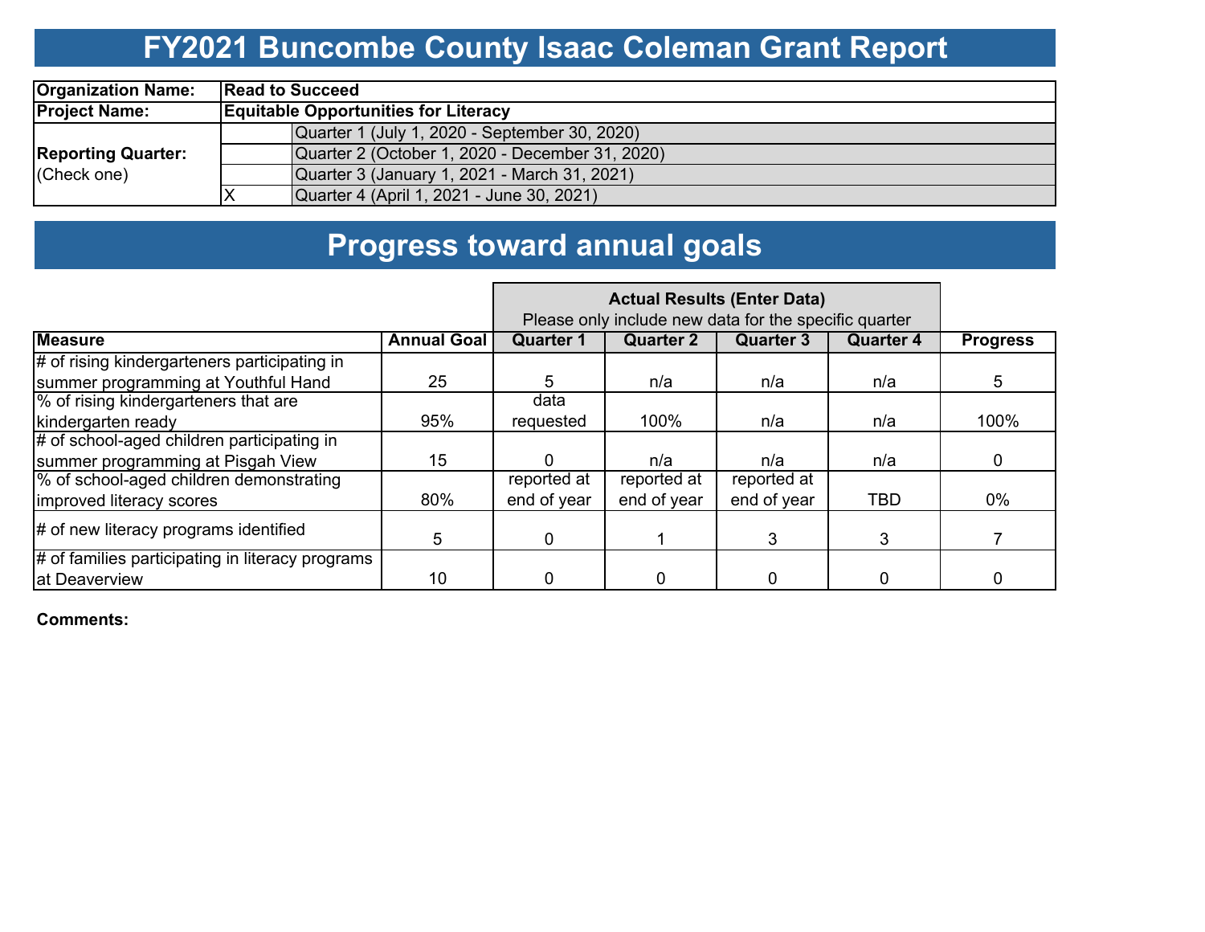# FY2021 Buncombe County Isaac Coleman Grant Report

| | | |
|---|---|---|
| **Organization Name:** | **Read to Succeed** | |
| **Project Name:** | **Equitable Opportunities for Literacy** | |
| **Reporting Quarter:** (Check one) | | Quarter 1 (July 1, 2020 - September 30, 2020) |
| | | Quarter 2 (October 1, 2020 - December 31, 2020) |
| | | Quarter 3 (January 1, 2021 - March 31, 2021) |
| | X | Quarter 4 (April 1, 2021 - June 30, 2021) |

# Progress toward annual goals

| Measure | Annual Goal | Actual Results (Enter Data) Please only include new data for the specific quarter — Quarter 1 | Quarter 2 | Quarter 3 | Quarter 4 | Progress |
|---|---|---|---|---|---|---|
| # of rising kindergarteners participating in summer programming at Youthful Hand | 25 | 5 | n/a | n/a | n/a | 5 |
| % of rising kindergarteners that are kindergarten ready | 95% | data requested | 100% | n/a | n/a | 100% |
| # of school-aged children participating in summer programming at Pisgah View | 15 | 0 | n/a | n/a | n/a | 0 |
| % of school-aged children demonstrating improved literacy scores | 80% | reported at end of year | reported at end of year | reported at end of year | TBD | 0% |
| # of new literacy programs identified | 5 | 0 | 1 | 3 | 3 | 7 |
| # of families participating in literacy programs at Deaverview | 10 | 0 | 0 | 0 | 0 | 0 |

**Comments:**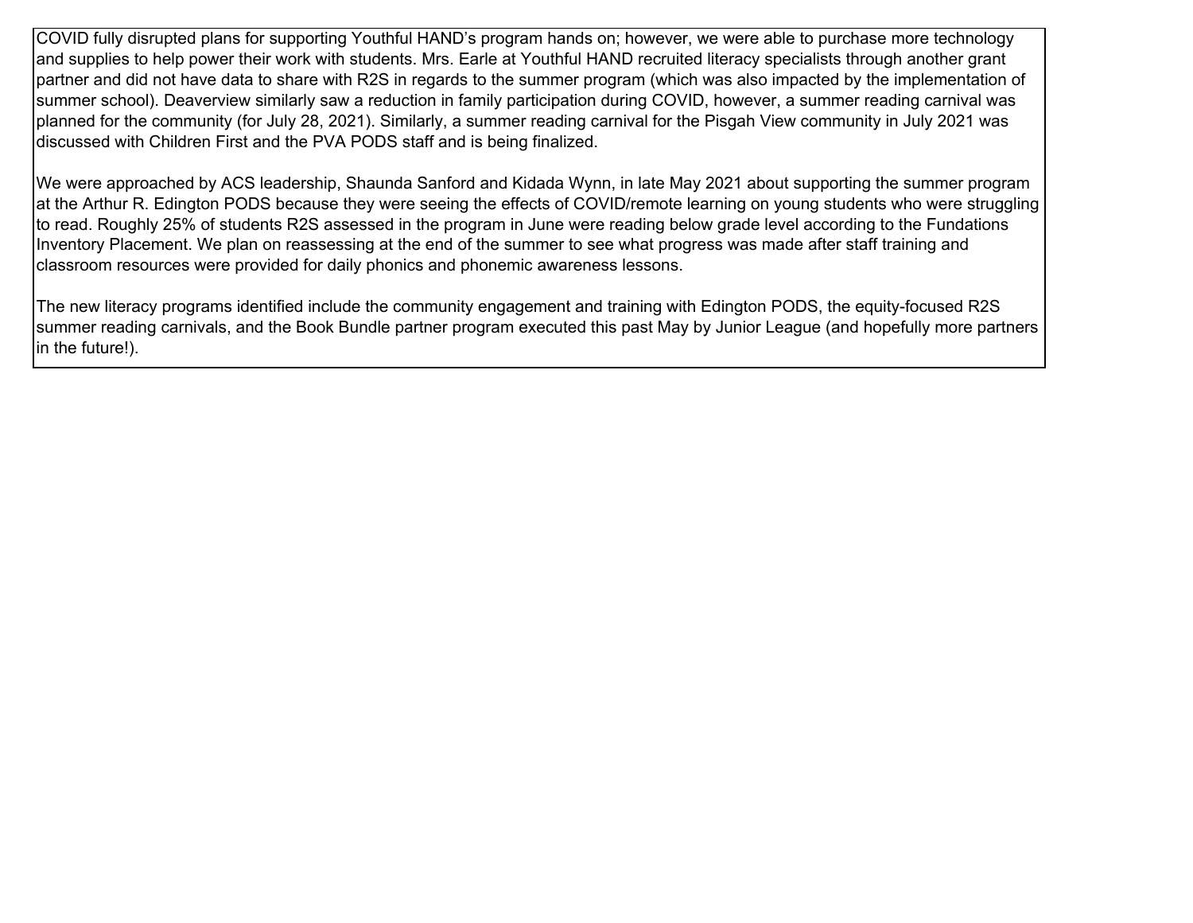COVID fully disrupted plans for supporting Youthful HAND's program hands on; however, we were able to purchase more technology and supplies to help power their work with students. Mrs. Earle at Youthful HAND recruited literacy specialists through another grant partner and did not have data to share with R2S in regards to the summer program (which was also impacted by the implementation of summer school). Deaverview similarly saw a reduction in family participation during COVID, however, a summer reading carnival was planned for the community (for July 28, 2021). Similarly, a summer reading carnival for the Pisgah View community in July 2021 was discussed with Children First and the PVA PODS staff and is being finalized.

We were approached by ACS leadership, Shaunda Sanford and Kidada Wynn, in late May 2021 about supporting the summer program at the Arthur R. Edington PODS because they were seeing the effects of COVID/remote learning on young students who were struggling to read. Roughly 25% of students R2S assessed in the program in June were reading below grade level according to the Fundations Inventory Placement. We plan on reassessing at the end of the summer to see what progress was made after staff training and classroom resources were provided for daily phonics and phonemic awareness lessons.

The new literacy programs identified include the community engagement and training with Edington PODS, the equity-focused R2S summer reading carnivals, and the Book Bundle partner program executed this past May by Junior League (and hopefully more partners in the future!).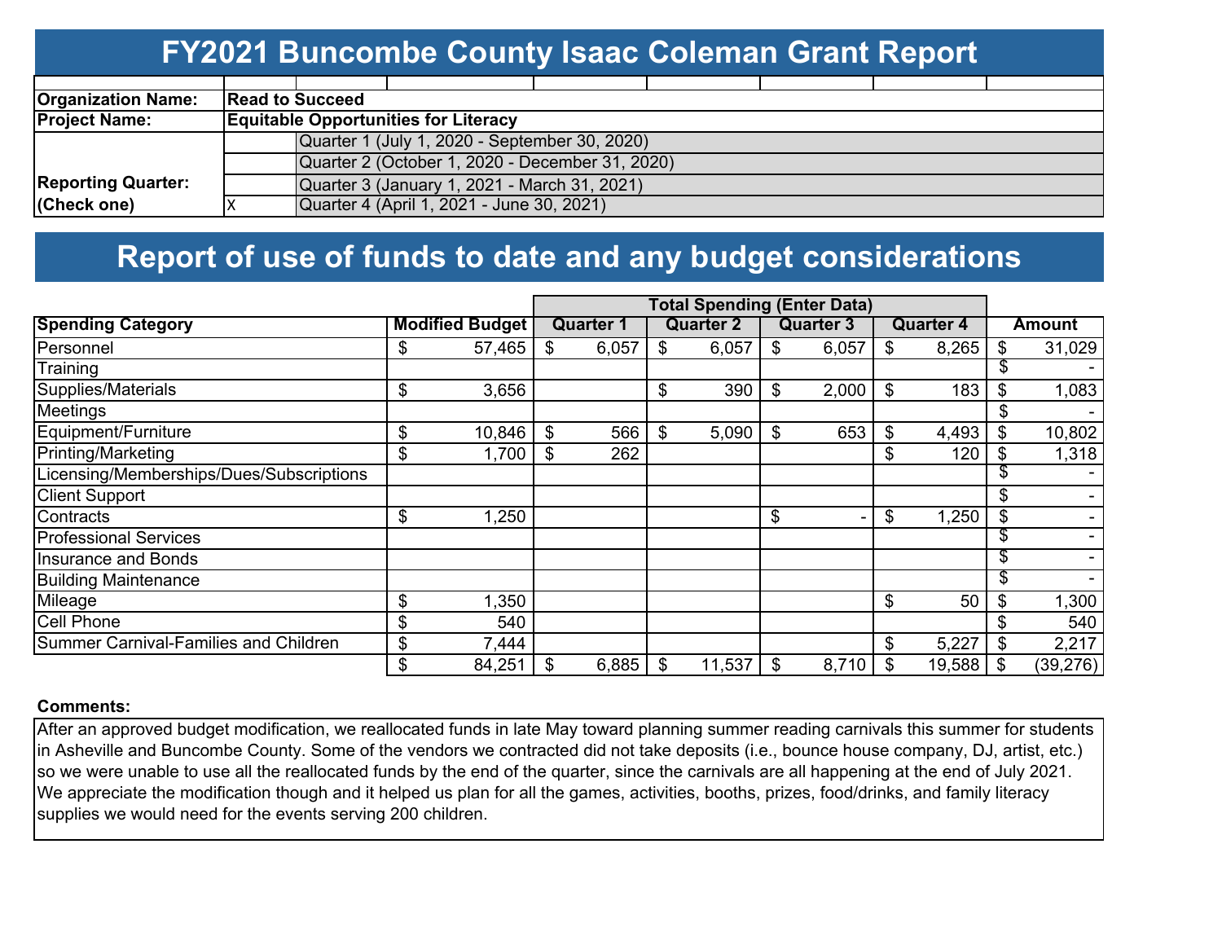# FY2021 Buncombe County Isaac Coleman Grant Report

| | | |
|---|---|---|
| **Organization Name:** | **Read to Succeed** | |
| **Project Name:** | **Equitable Opportunities for Literacy** | |
| **Reporting Quarter: (Check one)** | | Quarter 1 (July 1, 2020 - September 30, 2020) |
| | | Quarter 2 (October 1, 2020 - December 31, 2020) |
| | | Quarter 3 (January 1, 2021 - March 31, 2021) |
| | X | Quarter 4 (April 1, 2021 - June 30, 2021) |

# Report of use of funds to date and any budget considerations

| | | Total Spending (Enter Data) | | | | |
|---|---|---|---|---|---|---|
| **Spending Category** | **Modified Budget** | **Quarter 1** | **Quarter 2** | **Quarter 3** | **Quarter 4** | **Amount** |
| Personnel | $ 57,465 | $ 6,057 | $ 6,057 | $ 6,057 | $ 8,265 | $ 31,029 |
| Training | | | | | | $ - |
| Supplies/Materials | $ 3,656 | | $ 390 | $ 2,000 | $ 183 | $ 1,083 |
| Meetings | | | | | | $ - |
| Equipment/Furniture | $ 10,846 | $ 566 | $ 5,090 | $ 653 | $ 4,493 | $ 10,802 |
| Printing/Marketing | $ 1,700 | $ 262 | | | $ 120 | $ 1,318 |
| Licensing/Memberships/Dues/Subscriptions | | | | | | $ - |
| Client Support | | | | | | $ - |
| Contracts | $ 1,250 | | | $ - | $ 1,250 | $ - |
| Professional Services | | | | | | $ - |
| Insurance and Bonds | | | | | | $ - |
| Building Maintenance | | | | | | $ - |
| Mileage | $ 1,350 | | | | $ 50 | $ 1,300 |
| Cell Phone | $ 540 | | | | | $ 540 |
| Summer Carnival-Families and Children | $ 7,444 | | | | $ 5,227 | $ 2,217 |
| | $ 84,251 | $ 6,885 | $ 11,537 | $ 8,710 | $ 19,588 | $ (39,276) |

**Comments:**

After an approved budget modification, we reallocated funds in late May toward planning summer reading carnivals this summer for students in Asheville and Buncombe County. Some of the vendors we contracted did not take deposits (i.e., bounce house company, DJ, artist, etc.) so we were unable to use all the reallocated funds by the end of the quarter, since the carnivals are all happening at the end of July 2021. We appreciate the modification though and it helped us plan for all the games, activities, booths, prizes, food/drinks, and family literacy supplies we would need for the events serving 200 children.